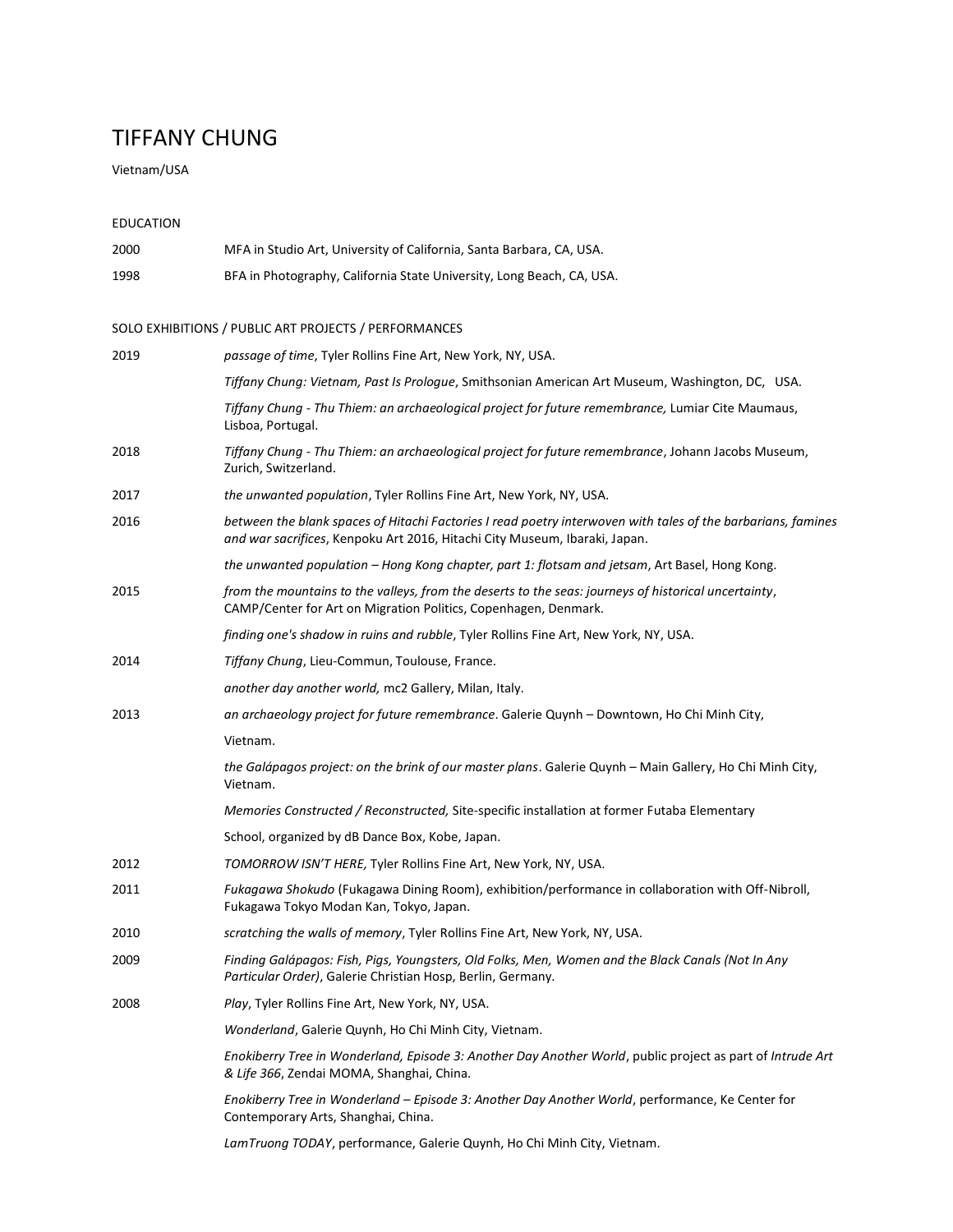# TIFFANY CHUNG

Vietnam/USA

## EDUCATION

2000 MFA in Studio Art, University of California, Santa Barbara, CA, USA.

1998 BFA in Photography, California State University, Long Beach, CA, USA.

## SOLO EXHIBITIONS / PUBLIC ART PROJECTS / PERFORMANCES

**2019**

*passage of time*, Tyler Rollins Fine Art, New York, NY, USA.

*Tiffany Chung: Vietnam, Past Is Prologue*, Smithsonian American Art Museum, Washington, DC, USA.

*Tiffany Chung - Thu Thiem: an archaeological project for future remembrance,* Lumiar Cite Maumaus, Lisboa, Portugal.

**2018**

*Tiffany Chung - Thu Thiem: an archaeological project for future remembrance*, Johann Jacobs Museum, Zurich, Switzerland.

**2017**

*the unwanted population*, Tyler Rollins Fine Art, New York, NY, USA.

**2016**

*between the blank spaces of Hitachi Factories I read poetry interwoven with tales of the barbarians, famines and war sacrifices*, Kenpoku Art 2016, Hitachi City Museum, Ibaraki, Japan.

*the unwanted population – Hong Kong chapter, part 1: flotsam and jetsam*, Art Basel, Hong Kong.

**2015**

*from the mountains to the valleys, from the deserts to the seas: journeys of historical uncertainty*, CAMP/Center for Art on Migration Politics, Copenhagen, Denmark.

*finding one's shadow in ruins and rubble*, Tyler Rollins Fine Art, New York, NY, USA.

**2014**

*Tiffany Chung*, Lieu-Commun, Toulouse, France.

*another day another world,* mc2 Gallery, Milan, Italy.

**2013**

*an archaeology project for future remembrance*. Galerie Quynh – Downtown, Ho Chi Minh City, Vietnam.

*the Galápagos project: on the brink of our master plans*. Galerie Quynh – Main Gallery, Ho Chi Minh City, Vietnam.

*Memories Constructed / Reconstructed,* Site-specific installation at former Futaba Elementary School, organized by dB Dance Box, Kobe, Japan.

**2012**

*TOMORROW ISN'T HERE,* Tyler Rollins Fine Art, New York, NY, USA.

**2011**

*Fukagawa Shokudo* (Fukagawa Dining Room), exhibition/performance in collaboration with Off-Nibroll, Fukagawa Tokyo Modan Kan, Tokyo, Japan.

**2010**

*scratching the walls of memory*, Tyler Rollins Fine Art, New York, NY, USA.

**2009**

*Finding Galápagos: Fish, Pigs, Youngsters, Old Folks, Men, Women and the Black Canals (Not In Any Particular Order)*, Galerie Christian Hosp, Berlin, Germany.

**2008**

*Play*, Tyler Rollins Fine Art, New York, NY, USA.

*Wonderland*, Galerie Quynh, Ho Chi Minh City, Vietnam.

*Enokiberry Tree in Wonderland, Episode 3: Another Day Another World*, public project as part of *Intrude Art & Life 366*, Zendai MOMA, Shanghai, China.

*Enokiberry Tree in Wonderland – Episode 3: Another Day Another World*, performance, Ke Center for Contemporary Arts, Shanghai, China.

*LamTruong TODAY*, performance, Galerie Quynh, Ho Chi Minh City, Vietnam.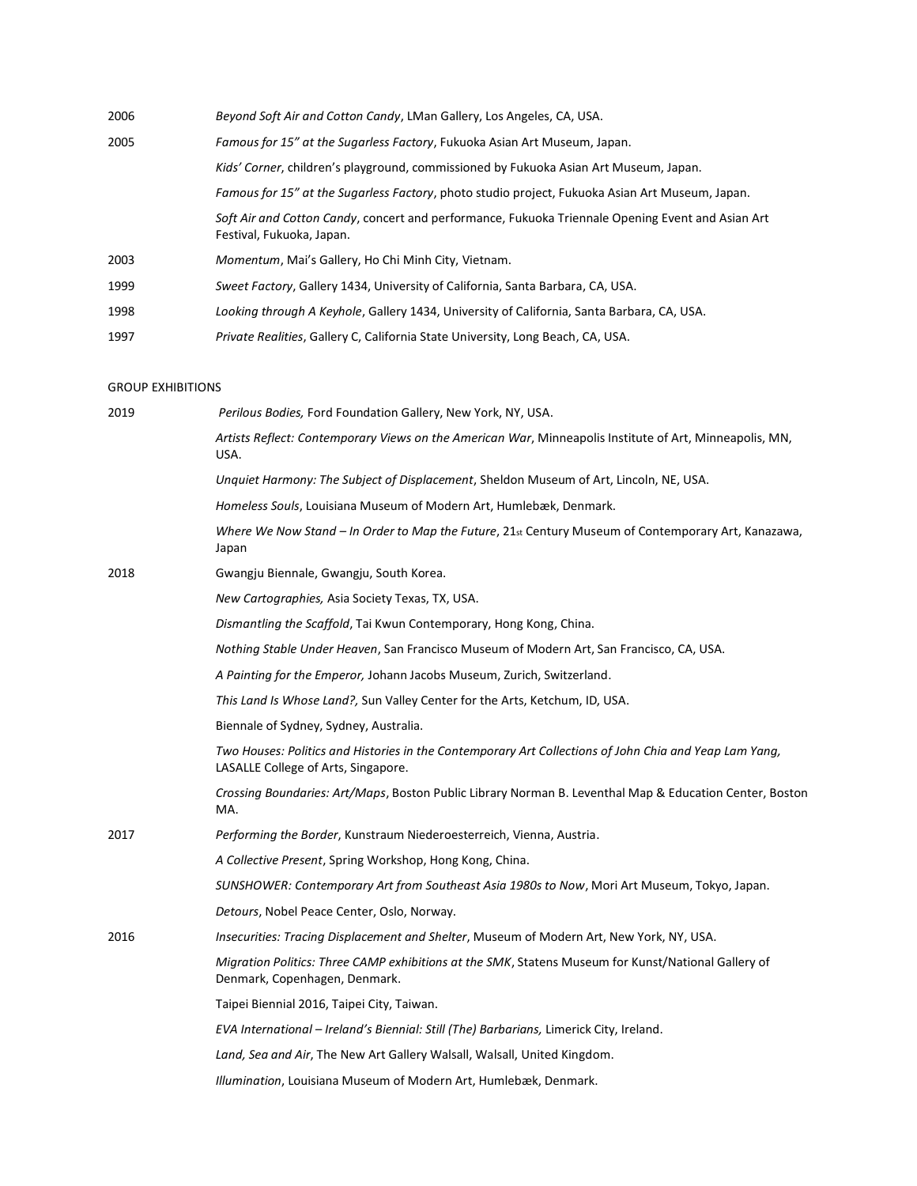2006 *Beyond Soft Air and Cotton Candy*, LMan Gallery, Los Angeles, CA, USA.

2005 *Famous for 15" at the Sugarless Factory*, Fukuoka Asian Art Museum, Japan.

*Kids' Corner*, children's playground, commissioned by Fukuoka Asian Art Museum, Japan.

*Famous for 15" at the Sugarless Factory*, photo studio project, Fukuoka Asian Art Museum, Japan.

*Soft Air and Cotton Candy*, concert and performance, Fukuoka Triennale Opening Event and Asian Art Festival, Fukuoka, Japan.

2003 *Momentum*, Mai's Gallery, Ho Chi Minh City, Vietnam.

1999 *Sweet Factory*, Gallery 1434, University of California, Santa Barbara, CA, USA.

1998 *Looking through A Keyhole*, Gallery 1434, University of California, Santa Barbara, CA, USA.

1997 *Private Realities*, Gallery C, California State University, Long Beach, CA, USA.

GROUP EXHIBITIONS

2019 *Perilous Bodies,* Ford Foundation Gallery, New York, NY, USA.

*Artists Reflect: Contemporary Views on the American War*, Minneapolis Institute of Art, Minneapolis, MN, USA.

*Unquiet Harmony: The Subject of Displacement*, Sheldon Museum of Art, Lincoln, NE, USA.

*Homeless Souls*, Louisiana Museum of Modern Art, Humlebæk, Denmark.

*Where We Now Stand – In Order to Map the Future*, 21st Century Museum of Contemporary Art, Kanazawa, Japan

2018 Gwangju Biennale, Gwangju, South Korea.

*New Cartographies,* Asia Society Texas, TX, USA.

*Dismantling the Scaffold*, Tai Kwun Contemporary, Hong Kong, China.

*Nothing Stable Under Heaven*, San Francisco Museum of Modern Art, San Francisco, CA, USA.

*A Painting for the Emperor,* Johann Jacobs Museum, Zurich, Switzerland.

*This Land Is Whose Land?,* Sun Valley Center for the Arts, Ketchum, ID, USA.

Biennale of Sydney, Sydney, Australia.

*Two Houses: Politics and Histories in the Contemporary Art Collections of John Chia and Yeap Lam Yang,* LASALLE College of Arts, Singapore.

*Crossing Boundaries: Art/Maps*, Boston Public Library Norman B. Leventhal Map & Education Center, Boston MA.

2017 *Performing the Border*, Kunstraum Niederoesterreich, Vienna, Austria.

*A Collective Present*, Spring Workshop, Hong Kong, China.

*SUNSHOWER: Contemporary Art from Southeast Asia 1980s to Now*, Mori Art Museum, Tokyo, Japan.

*Detours*, Nobel Peace Center, Oslo, Norway.

2016 *Insecurities: Tracing Displacement and Shelter*, Museum of Modern Art, New York, NY, USA.

*Migration Politics: Three CAMP exhibitions at the SMK*, Statens Museum for Kunst/National Gallery of Denmark, Copenhagen, Denmark.

Taipei Biennial 2016, Taipei City, Taiwan.

*EVA International – Ireland's Biennial: Still (The) Barbarians,* Limerick City, Ireland.

*Land, Sea and Air*, The New Art Gallery Walsall, Walsall, United Kingdom.

*Illumination*, Louisiana Museum of Modern Art, Humlebæk, Denmark.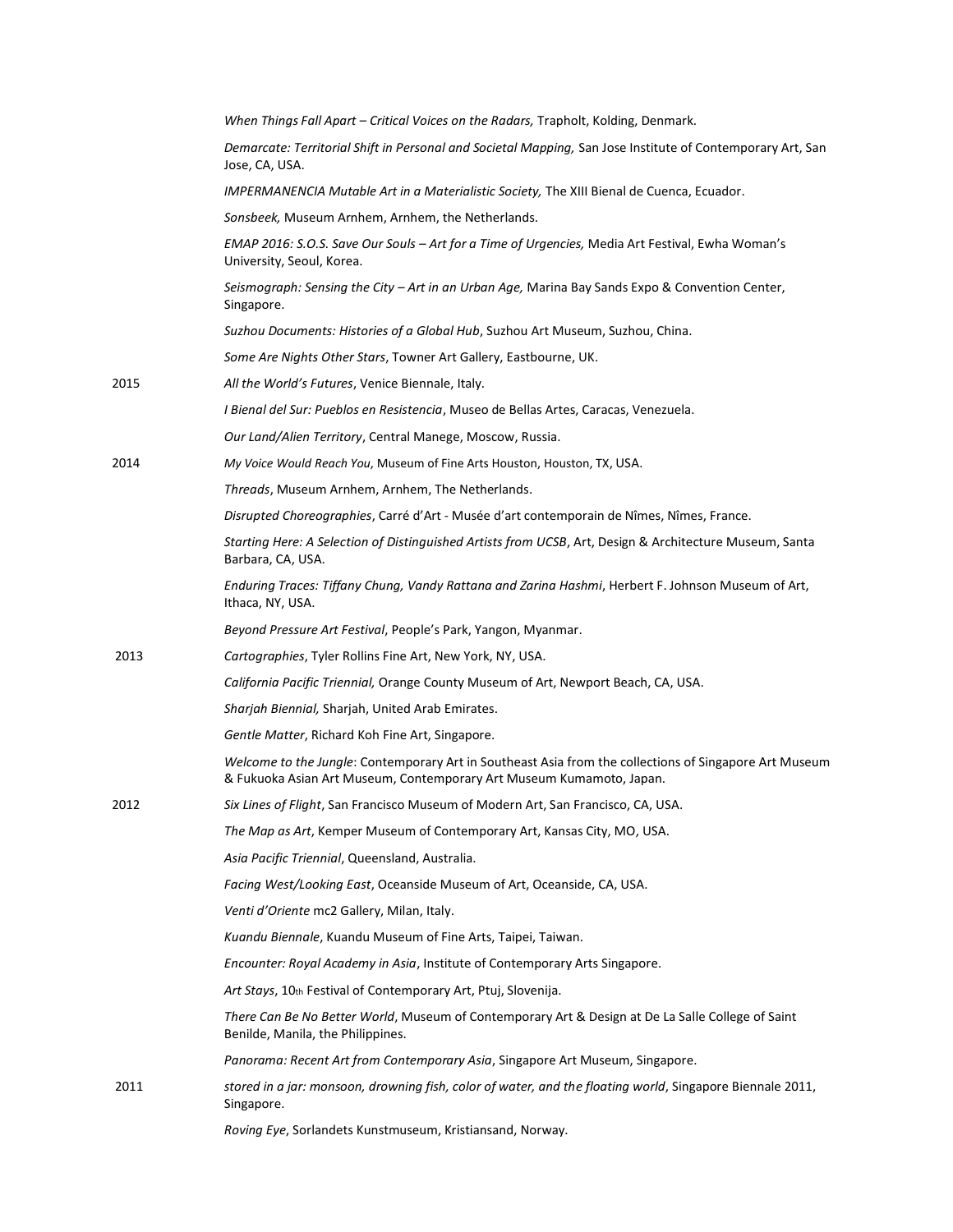*When Things Fall Apart – Critical Voices on the Radars,* Trapholt, Kolding, Denmark.

*Demarcate: Territorial Shift in Personal and Societal Mapping,* San Jose Institute of Contemporary Art, San Jose, CA, USA.

*IMPERMANENCIA Mutable Art in a Materialistic Society,* The XIII Bienal de Cuenca, Ecuador.

*Sonsbeek,* Museum Arnhem, Arnhem, the Netherlands.

*EMAP 2016: S.O.S. Save Our Souls – Art for a Time of Urgencies,* Media Art Festival, Ewha Woman's University, Seoul, Korea.

*Seismograph: Sensing the City – Art in an Urban Age,* Marina Bay Sands Expo & Convention Center, Singapore.

*Suzhou Documents: Histories of a Global Hub*, Suzhou Art Museum, Suzhou, China.

*Some Are Nights Other Stars*, Towner Art Gallery, Eastbourne, UK.

2015

*All the World's Futures*, Venice Biennale, Italy.

*I Bienal del Sur: Pueblos en Resistencia*, Museo de Bellas Artes, Caracas, Venezuela.

*Our Land/Alien Territory*, Central Manege, Moscow, Russia.

2014

*My Voice Would Reach You*, Museum of Fine Arts Houston, Houston, TX, USA.

*Threads*, Museum Arnhem, Arnhem, The Netherlands.

*Disrupted Choreographies*, Carré d'Art - Musée d'art contemporain de Nîmes, Nîmes, France.

*Starting Here: A Selection of Distinguished Artists from UCSB*, Art, Design & Architecture Museum, Santa Barbara, CA, USA.

*Enduring Traces: Tiffany Chung, Vandy Rattana and Zarina Hashmi*, Herbert F. Johnson Museum of Art, Ithaca, NY, USA.

*Beyond Pressure Art Festival*, People's Park, Yangon, Myanmar.

2013

*Cartographies*, Tyler Rollins Fine Art, New York, NY, USA.

*California Pacific Triennial,* Orange County Museum of Art, Newport Beach, CA, USA.

*Sharjah Biennial,* Sharjah, United Arab Emirates.

*Gentle Matter*, Richard Koh Fine Art, Singapore.

*Welcome to the Jungle*: Contemporary Art in Southeast Asia from the collections of Singapore Art Museum & Fukuoka Asian Art Museum, Contemporary Art Museum Kumamoto, Japan.

2012

*Six Lines of Flight*, San Francisco Museum of Modern Art, San Francisco, CA, USA.

*The Map as Art*, Kemper Museum of Contemporary Art, Kansas City, MO, USA.

*Asia Pacific Triennial*, Queensland, Australia.

*Facing West/Looking East*, Oceanside Museum of Art, Oceanside, CA, USA.

*Venti d'Oriente* mc2 Gallery, Milan, Italy.

*Kuandu Biennale*, Kuandu Museum of Fine Arts, Taipei, Taiwan.

*Encounter: Royal Academy in Asia*, Institute of Contemporary Arts Singapore.

*Art Stays*, 10th Festival of Contemporary Art, Ptuj, Slovenija.

*There Can Be No Better World*, Museum of Contemporary Art & Design at De La Salle College of Saint Benilde, Manila, the Philippines.

*Panorama: Recent Art from Contemporary Asia*, Singapore Art Museum, Singapore.

2011

*stored in a jar: monsoon, drowning fish, color of water, and the floating world*, Singapore Biennale 2011, Singapore.

*Roving Eye*, Sorlandets Kunstmuseum, Kristiansand, Norway.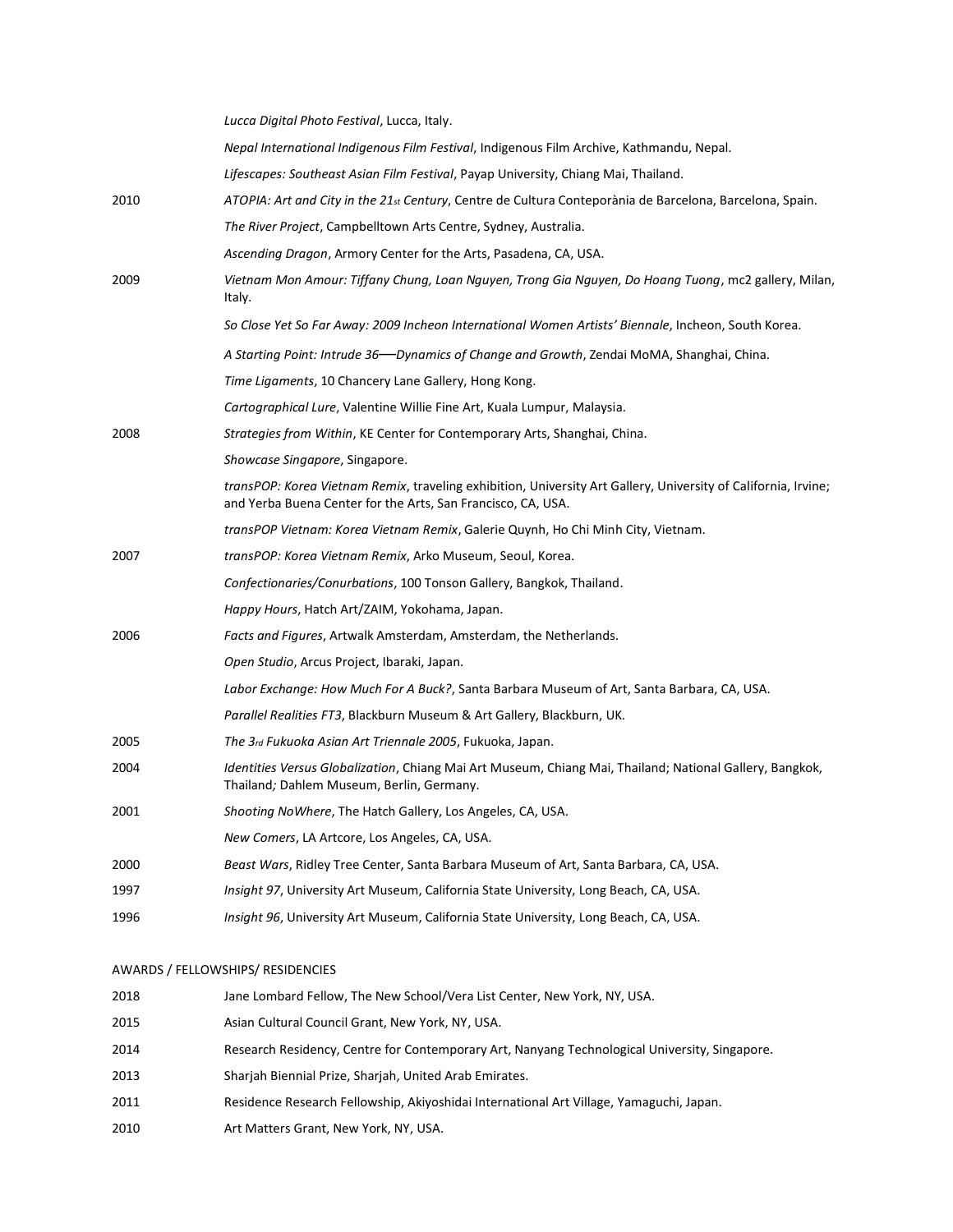| | |
|---|---|
| | *Lucca Digital Photo Festival*, Lucca, Italy. |
| | *Nepal International Indigenous Film Festival*, Indigenous Film Archive, Kathmandu, Nepal. |
| | *Lifescapes: Southeast Asian Film Festival*, Payap University, Chiang Mai, Thailand. |
| 2010 | *ATOPIA: Art and City in the 21st Century*, Centre de Cultura Conteporània de Barcelona, Barcelona, Spain. |
| | *The River Project*, Campbelltown Arts Centre, Sydney, Australia. |
| | *Ascending Dragon*, Armory Center for the Arts, Pasadena, CA, USA. |
| 2009 | *Vietnam Mon Amour: Tiffany Chung, Loan Nguyen, Trong Gia Nguyen, Do Hoang Tuong*, mc2 gallery, Milan, Italy. |
| | *So Close Yet So Far Away: 2009 Incheon International Women Artists' Biennale*, Incheon, South Korea. |
| | *A Starting Point: Intrude 36—Dynamics of Change and Growth*, Zendai MoMA, Shanghai, China. |
| | *Time Ligaments*, 10 Chancery Lane Gallery, Hong Kong. |
| | *Cartographical Lure*, Valentine Willie Fine Art, Kuala Lumpur, Malaysia. |
| 2008 | *Strategies from Within*, KE Center for Contemporary Arts, Shanghai, China. |
| | *Showcase Singapore*, Singapore. |
| | *transPOP: Korea Vietnam Remix*, traveling exhibition, University Art Gallery, University of California, Irvine; and Yerba Buena Center for the Arts, San Francisco, CA, USA. |
| | *transPOP Vietnam: Korea Vietnam Remix*, Galerie Quynh, Ho Chi Minh City, Vietnam. |
| 2007 | *transPOP: Korea Vietnam Remix*, Arko Museum, Seoul, Korea. |
| | *Confectionaries/Conurbations*, 100 Tonson Gallery, Bangkok, Thailand. |
| | *Happy Hours*, Hatch Art/ZAIM, Yokohama, Japan. |
| 2006 | *Facts and Figures*, Artwalk Amsterdam, Amsterdam, the Netherlands. |
| | *Open Studio*, Arcus Project, Ibaraki, Japan. |
| | *Labor Exchange: How Much For A Buck?*, Santa Barbara Museum of Art, Santa Barbara, CA, USA. |
| | *Parallel Realities FT3*, Blackburn Museum & Art Gallery, Blackburn, UK. |
| 2005 | *The 3rd Fukuoka Asian Art Triennale 2005*, Fukuoka, Japan. |
| 2004 | *Identities Versus Globalization*, Chiang Mai Art Museum, Chiang Mai, Thailand; National Gallery, Bangkok, Thailand; Dahlem Museum, Berlin, Germany. |
| 2001 | *Shooting NoWhere*, The Hatch Gallery, Los Angeles, CA, USA. |
| | *New Comers*, LA Artcore, Los Angeles, CA, USA. |
| 2000 | *Beast Wars*, Ridley Tree Center, Santa Barbara Museum of Art, Santa Barbara, CA, USA. |
| 1997 | *Insight 97*, University Art Museum, California State University, Long Beach, CA, USA. |
| 1996 | *Insight 96*, University Art Museum, California State University, Long Beach, CA, USA. |

AWARDS / FELLOWSHIPS/ RESIDENCIES

| | |
|---|---|
| 2018 | Jane Lombard Fellow, The New School/Vera List Center, New York, NY, USA. |
| 2015 | Asian Cultural Council Grant, New York, NY, USA. |
| 2014 | Research Residency, Centre for Contemporary Art, Nanyang Technological University, Singapore. |
| 2013 | Sharjah Biennial Prize, Sharjah, United Arab Emirates. |
| 2011 | Residence Research Fellowship, Akiyoshidai International Art Village, Yamaguchi, Japan. |
| 2010 | Art Matters Grant, New York, NY, USA. |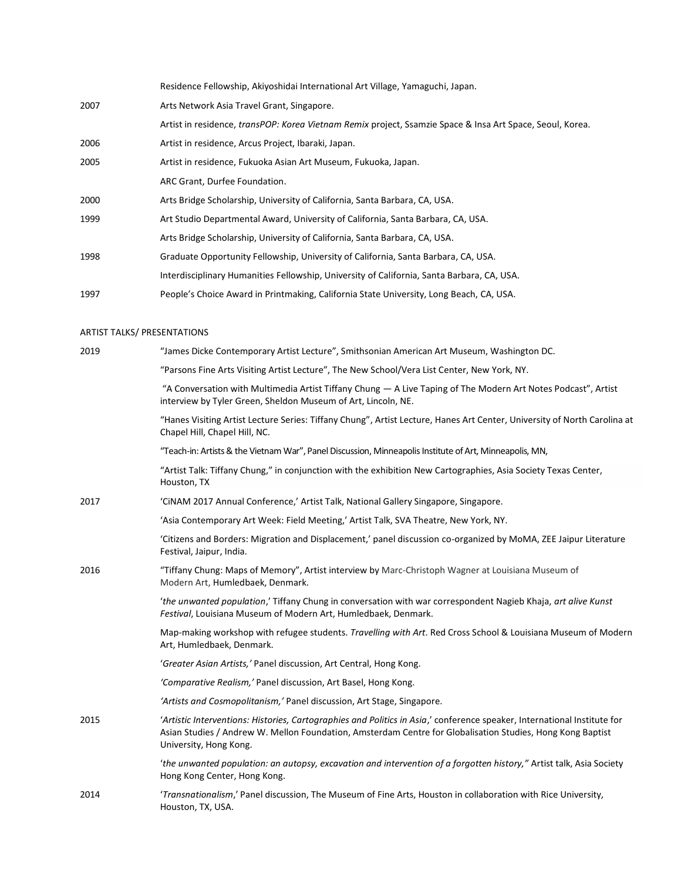| | |
|---|---|
| | Residence Fellowship, Akiyoshidai International Art Village, Yamaguchi, Japan. |
| 2007 | Arts Network Asia Travel Grant, Singapore. |
| | Artist in residence, *transPOP: Korea Vietnam Remix* project, Ssamzie Space & Insa Art Space, Seoul, Korea. |
| 2006 | Artist in residence, Arcus Project, Ibaraki, Japan. |
| 2005 | Artist in residence, Fukuoka Asian Art Museum, Fukuoka, Japan. |
| | ARC Grant, Durfee Foundation. |
| 2000 | Arts Bridge Scholarship, University of California, Santa Barbara, CA, USA. |
| 1999 | Art Studio Departmental Award, University of California, Santa Barbara, CA, USA. |
| | Arts Bridge Scholarship, University of California, Santa Barbara, CA, USA. |
| 1998 | Graduate Opportunity Fellowship, University of California, Santa Barbara, CA, USA. |
| | Interdisciplinary Humanities Fellowship, University of California, Santa Barbara, CA, USA. |
| 1997 | People's Choice Award in Printmaking, California State University, Long Beach, CA, USA. |

ARTIST TALKS/ PRESENTATIONS

| | |
|---|---|
| 2019 | "James Dicke Contemporary Artist Lecture", Smithsonian American Art Museum, Washington DC. |
| | "Parsons Fine Arts Visiting Artist Lecture", The New School/Vera List Center, New York, NY. |
| | "A Conversation with Multimedia Artist Tiffany Chung — A Live Taping of The Modern Art Notes Podcast", Artist interview by Tyler Green, Sheldon Museum of Art, Lincoln, NE. |
| | "Hanes Visiting Artist Lecture Series: Tiffany Chung", Artist Lecture, Hanes Art Center, University of North Carolina at Chapel Hill, Chapel Hill, NC. |
| | "Teach-in: Artists & the Vietnam War", Panel Discussion, Minneapolis Institute of Art, Minneapolis, MN, |
| | "Artist Talk: Tiffany Chung," in conjunction with the exhibition New Cartographies, Asia Society Texas Center, Houston, TX |
| 2017 | 'CiNAM 2017 Annual Conference,' Artist Talk, National Gallery Singapore, Singapore. |
| | 'Asia Contemporary Art Week: Field Meeting,' Artist Talk, SVA Theatre, New York, NY. |
| | 'Citizens and Borders: Migration and Displacement,' panel discussion co-organized by MoMA, ZEE Jaipur Literature Festival, Jaipur, India. |
| 2016 | "Tiffany Chung: Maps of Memory", Artist interview by Marc-Christoph Wagner at Louisiana Museum of Modern Art, Humledbaek, Denmark. |
| | '*the unwanted population*,' Tiffany Chung in conversation with war correspondent Nagieb Khaja, *art alive Kunst Festival*, Louisiana Museum of Modern Art, Humledbaek, Denmark. |
| | Map-making workshop with refugee students. *Travelling with Art*. Red Cross School & Louisiana Museum of Modern Art, Humledbaek, Denmark. |
| | '*Greater Asian Artists,'* Panel discussion, Art Central, Hong Kong. |
| | *'Comparative Realism,'* Panel discussion, Art Basel, Hong Kong. |
| | *'Artists and Cosmopolitanism,'* Panel discussion, Art Stage, Singapore. |
| 2015 | '*Artistic Interventions: Histories, Cartographies and Politics in Asia*,' conference speaker, International Institute for Asian Studies / Andrew W. Mellon Foundation, Amsterdam Centre for Globalisation Studies, Hong Kong Baptist University, Hong Kong. |
| | '*the unwanted population: an autopsy, excavation and intervention of a forgotten history,"* Artist talk, Asia Society Hong Kong Center, Hong Kong. |
| 2014 | '*Transnationalism*,' Panel discussion, The Museum of Fine Arts, Houston in collaboration with Rice University, Houston, TX, USA. |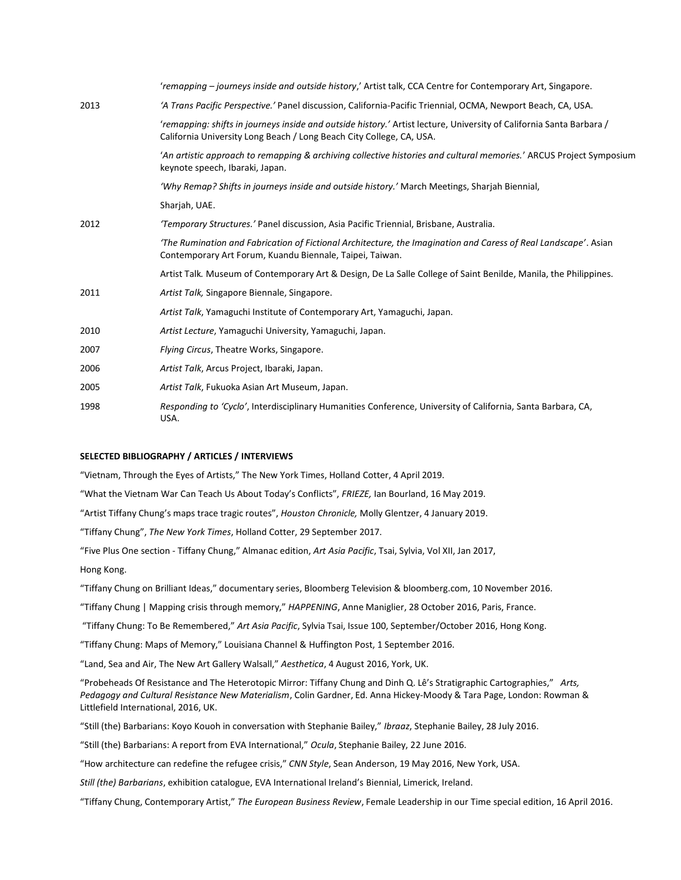| | |
|---|---|
| | '*remapping – journeys inside and outside history*,' Artist talk, CCA Centre for Contemporary Art, Singapore. |
| 2013 | *'A Trans Pacific Perspective.'* Panel discussion, California-Pacific Triennial, OCMA, Newport Beach, CA, USA. |
| | '*remapping: shifts in journeys inside and outside history.'* Artist lecture, University of California Santa Barbara / California University Long Beach / Long Beach City College, CA, USA. |
| | '*An artistic approach to remapping & archiving collective histories and cultural memories.*' ARCUS Project Symposium keynote speech, Ibaraki, Japan. |
| | *'Why Remap? Shifts in journeys inside and outside history.'* March Meetings, Sharjah Biennial, Sharjah, UAE. |
| 2012 | *'Temporary Structures.'* Panel discussion, Asia Pacific Triennial, Brisbane, Australia. |
| | *'The Rumination and Fabrication of Fictional Architecture, the Imagination and Caress of Real Landscape'*. Asian Contemporary Art Forum, Kuandu Biennale, Taipei, Taiwan. |
| | Artist Talk*.* Museum of Contemporary Art & Design, De La Salle College of Saint Benilde, Manila, the Philippines. |
| 2011 | *Artist Talk,* Singapore Biennale, Singapore. |
| | *Artist Talk*, Yamaguchi Institute of Contemporary Art, Yamaguchi, Japan. |
| 2010 | *Artist Lecture*, Yamaguchi University, Yamaguchi, Japan. |
| 2007 | *Flying Circus*, Theatre Works, Singapore. |
| 2006 | *Artist Talk*, Arcus Project, Ibaraki, Japan. |
| 2005 | *Artist Talk*, Fukuoka Asian Art Museum, Japan. |
| 1998 | *Responding to 'Cyclo'*, Interdisciplinary Humanities Conference, University of California, Santa Barbara, CA, USA. |

**SELECTED BIBLIOGRAPHY / ARTICLES / INTERVIEWS**

"Vietnam, Through the Eyes of Artists," The New York Times, Holland Cotter, 4 April 2019.

"What the Vietnam War Can Teach Us About Today's Conflicts", *FRIEZE,* Ian Bourland, 16 May 2019.

"Artist Tiffany Chung's maps trace tragic routes", *Houston Chronicle,* Molly Glentzer, 4 January 2019.

"Tiffany Chung", *The New York Times*, Holland Cotter, 29 September 2017.

"Five Plus One section - Tiffany Chung," Almanac edition, *Art Asia Pacific*, Tsai, Sylvia, Vol XII, Jan 2017, Hong Kong.

"Tiffany Chung on Brilliant Ideas," documentary series, Bloomberg Television & bloomberg.com, 10 November 2016.

"Tiffany Chung | Mapping crisis through memory," *HAPPENING*, Anne Maniglier, 28 October 2016, Paris, France.

"Tiffany Chung: To Be Remembered," *Art Asia Pacific*, Sylvia Tsai, Issue 100, September/October 2016, Hong Kong.

"Tiffany Chung: Maps of Memory," Louisiana Channel & Huffington Post, 1 September 2016.

"Land, Sea and Air, The New Art Gallery Walsall," *Aesthetica*, 4 August 2016, York, UK.

"Probeheads Of Resistance and The Heterotopic Mirror: Tiffany Chung and Dinh Q. Lê's Stratigraphic Cartographies," *Arts, Pedagogy and Cultural Resistance New Materialism*, Colin Gardner, Ed. Anna Hickey-Moody & Tara Page, London: Rowman & Littlefield International, 2016, UK.

"Still (the) Barbarians: Koyo Kouoh in conversation with Stephanie Bailey," *Ibraaz*, Stephanie Bailey, 28 July 2016.

"Still (the) Barbarians: A report from EVA International," *Ocula*, Stephanie Bailey, 22 June 2016.

"How architecture can redefine the refugee crisis," *CNN Style*, Sean Anderson, 19 May 2016, New York, USA.

*Still (the) Barbarians*, exhibition catalogue, EVA International Ireland's Biennial, Limerick, Ireland.

"Tiffany Chung, Contemporary Artist," *The European Business Review*, Female Leadership in our Time special edition, 16 April 2016.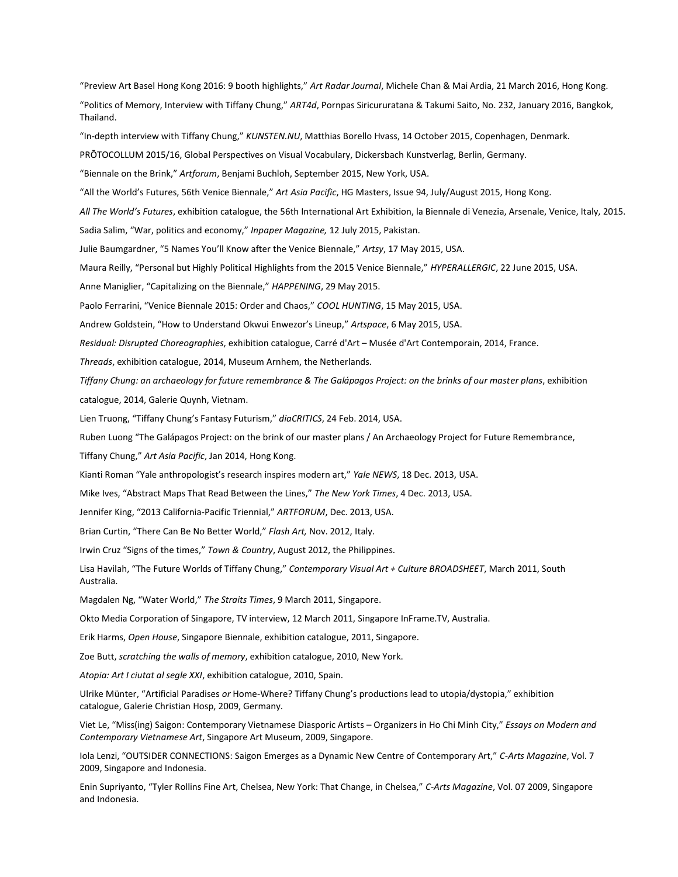"Preview Art Basel Hong Kong 2016: 9 booth highlights," *Art Radar Journal*, Michele Chan & Mai Ardia, 21 March 2016, Hong Kong.

"Politics of Memory, Interview with Tiffany Chung," *ART4d*, Pornpas Siricururatana & Takumi Saito, No. 232, January 2016, Bangkok, Thailand.

"In-depth interview with Tiffany Chung," *KUNSTEN.NU*, Matthias Borello Hvass, 14 October 2015, Copenhagen, Denmark.

PRŌTOCOLLUM 2015/16, Global Perspectives on Visual Vocabulary, Dickersbach Kunstverlag, Berlin, Germany.

"Biennale on the Brink," *Artforum*, Benjami Buchloh, September 2015, New York, USA.

"All the World's Futures, 56th Venice Biennale," *Art Asia Pacific*, HG Masters, Issue 94, July/August 2015, Hong Kong.

*All The World's Futures*, exhibition catalogue, the 56th International Art Exhibition, la Biennale di Venezia, Arsenale, Venice, Italy, 2015.

Sadia Salim, "War, politics and economy," *Inpaper Magazine,* 12 July 2015, Pakistan.

Julie Baumgardner, "5 Names You'll Know after the Venice Biennale," *Artsy*, 17 May 2015, USA.

Maura Reilly, "Personal but Highly Political Highlights from the 2015 Venice Biennale," *HYPERALLERGIC*, 22 June 2015, USA.

Anne Maniglier, "Capitalizing on the Biennale," *HAPPENING*, 29 May 2015.

Paolo Ferrarini, "Venice Biennale 2015: Order and Chaos," *COOL HUNTING*, 15 May 2015, USA.

Andrew Goldstein, "How to Understand Okwui Enwezor's Lineup," *Artspace*, 6 May 2015, USA.

*Residual: Disrupted Choreographies*, exhibition catalogue, Carré d'Art – Musée d'Art Contemporain, 2014, France.

*Threads*, exhibition catalogue, 2014, Museum Arnhem, the Netherlands.

*Tiffany Chung: an archaeology for future remembrance & The Galápagos Project: on the brinks of our master plans*, exhibition catalogue, 2014, Galerie Quynh, Vietnam.

Lien Truong, "Tiffany Chung's Fantasy Futurism," *diaCRITICS*, 24 Feb. 2014, USA.

Ruben Luong "The Galápagos Project: on the brink of our master plans / An Archaeology Project for Future Remembrance, Tiffany Chung," *Art Asia Pacific*, Jan 2014, Hong Kong.

Kianti Roman "Yale anthropologist's research inspires modern art," *Yale NEWS*, 18 Dec. 2013, USA.

Mike Ives, "Abstract Maps That Read Between the Lines," *The New York Times*, 4 Dec. 2013, USA.

Jennifer King, "2013 California-Pacific Triennial," *ARTFORUM*, Dec. 2013, USA.

Brian Curtin, "There Can Be No Better World," *Flash Art,* Nov. 2012, Italy.

Irwin Cruz "Signs of the times," *Town & Country*, August 2012, the Philippines.

Lisa Havilah, "The Future Worlds of Tiffany Chung," *Contemporary Visual Art + Culture BROADSHEET*, March 2011, South Australia.

Magdalen Ng, "Water World," *The Straits Times*, 9 March 2011, Singapore.

Okto Media Corporation of Singapore, TV interview, 12 March 2011, Singapore InFrame.TV, Australia.

Erik Harms, *Open House*, Singapore Biennale, exhibition catalogue, 2011, Singapore.

Zoe Butt, *scratching the walls of memory*, exhibition catalogue, 2010, New York.

*Atopia: Art I ciutat al segle XXI*, exhibition catalogue, 2010, Spain.

Ulrike Münter, "Artificial Paradises *or* Home-Where? Tiffany Chung's productions lead to utopia/dystopia," exhibition catalogue, Galerie Christian Hosp, 2009, Germany.

Viet Le, "Miss(ing) Saigon: Contemporary Vietnamese Diasporic Artists – Organizers in Ho Chi Minh City," *Essays on Modern and Contemporary Vietnamese Art*, Singapore Art Museum, 2009, Singapore.

Iola Lenzi, "OUTSIDER CONNECTIONS: Saigon Emerges as a Dynamic New Centre of Contemporary Art," *C-Arts Magazine*, Vol. 7 2009, Singapore and Indonesia.

Enin Supriyanto, "Tyler Rollins Fine Art, Chelsea, New York: That Change, in Chelsea," *C-Arts Magazine*, Vol. 07 2009, Singapore and Indonesia.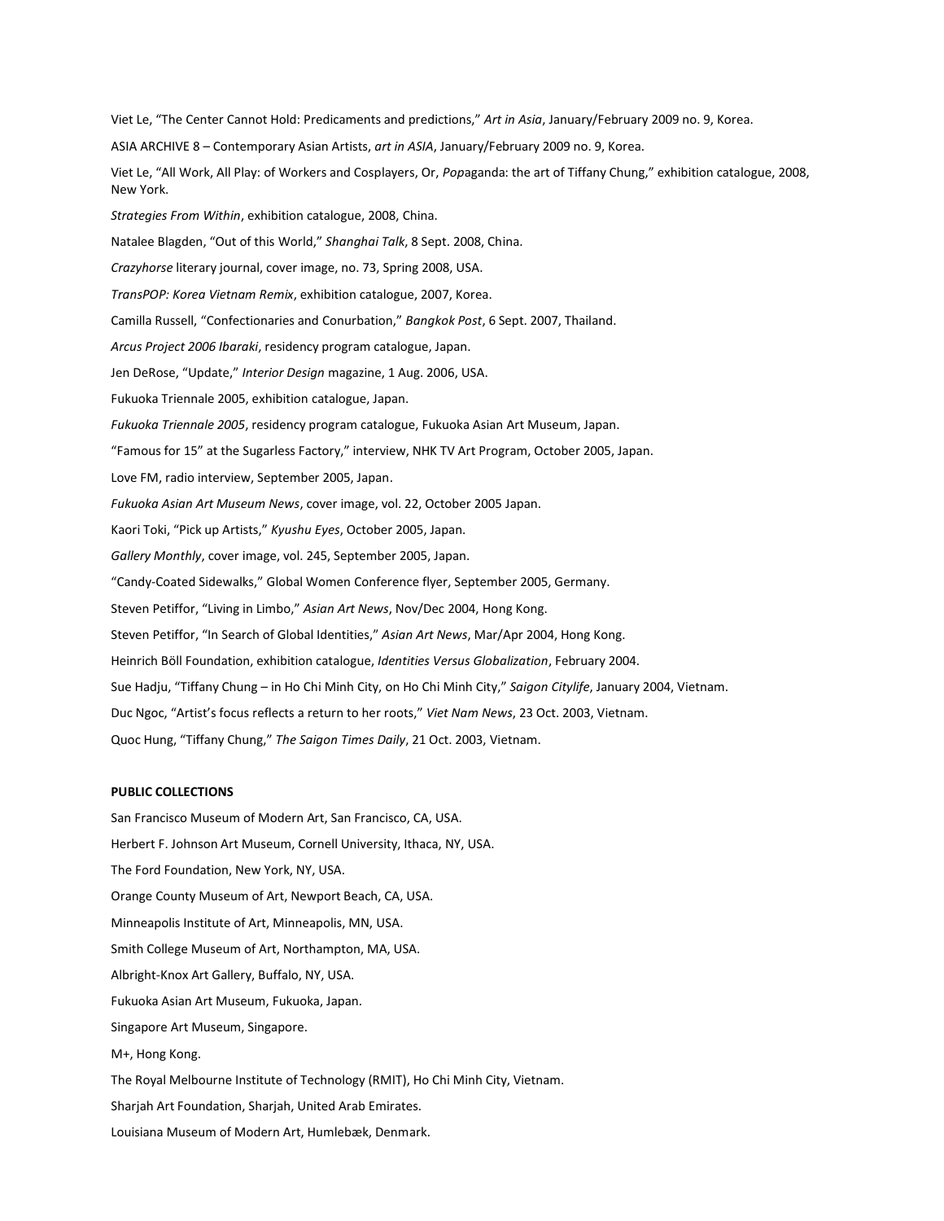Viet Le, "The Center Cannot Hold: Predicaments and predictions," *Art in Asia*, January/February 2009 no. 9, Korea.

ASIA ARCHIVE 8 – Contemporary Asian Artists, *art in ASIA*, January/February 2009 no. 9, Korea.

Viet Le, "All Work, All Play: of Workers and Cosplayers, Or, *Pop*aganda: the art of Tiffany Chung," exhibition catalogue, 2008, New York.

*Strategies From Within*, exhibition catalogue, 2008, China.

Natalee Blagden, "Out of this World," *Shanghai Talk*, 8 Sept. 2008, China.

*Crazyhorse* literary journal, cover image, no. 73, Spring 2008, USA.

*TransPOP: Korea Vietnam Remix*, exhibition catalogue, 2007, Korea.

Camilla Russell, "Confectionaries and Conurbation," *Bangkok Post*, 6 Sept. 2007, Thailand.

*Arcus Project 2006 Ibaraki*, residency program catalogue, Japan.

Jen DeRose, "Update," *Interior Design* magazine, 1 Aug. 2006, USA.

Fukuoka Triennale 2005, exhibition catalogue, Japan.

*Fukuoka Triennale 2005*, residency program catalogue, Fukuoka Asian Art Museum, Japan.

"Famous for 15" at the Sugarless Factory," interview, NHK TV Art Program, October 2005, Japan.

Love FM, radio interview, September 2005, Japan.

*Fukuoka Asian Art Museum News*, cover image, vol. 22, October 2005 Japan.

Kaori Toki, "Pick up Artists," *Kyushu Eyes*, October 2005, Japan.

*Gallery Monthly*, cover image, vol. 245, September 2005, Japan.

"Candy-Coated Sidewalks," Global Women Conference flyer, September 2005, Germany.

Steven Petiffor, "Living in Limbo," *Asian Art News*, Nov/Dec 2004, Hong Kong.

Steven Petiffor, "In Search of Global Identities," *Asian Art News*, Mar/Apr 2004, Hong Kong.

Heinrich Böll Foundation, exhibition catalogue, *Identities Versus Globalization*, February 2004.

Sue Hadju, "Tiffany Chung – in Ho Chi Minh City, on Ho Chi Minh City," *Saigon Citylife*, January 2004, Vietnam.

Duc Ngoc, "Artist's focus reflects a return to her roots," *Viet Nam News*, 23 Oct. 2003, Vietnam.

Quoc Hung, "Tiffany Chung," *The Saigon Times Daily*, 21 Oct. 2003, Vietnam.

**PUBLIC COLLECTIONS**

San Francisco Museum of Modern Art, San Francisco, CA, USA.

Herbert F. Johnson Art Museum, Cornell University, Ithaca, NY, USA.

The Ford Foundation, New York, NY, USA.

Orange County Museum of Art, Newport Beach, CA, USA.

Minneapolis Institute of Art, Minneapolis, MN, USA.

Smith College Museum of Art, Northampton, MA, USA.

Albright-Knox Art Gallery, Buffalo, NY, USA.

Fukuoka Asian Art Museum, Fukuoka, Japan.

Singapore Art Museum, Singapore.

M+, Hong Kong.

The Royal Melbourne Institute of Technology (RMIT), Ho Chi Minh City, Vietnam.

Sharjah Art Foundation, Sharjah, United Arab Emirates.

Louisiana Museum of Modern Art, Humlebæk, Denmark.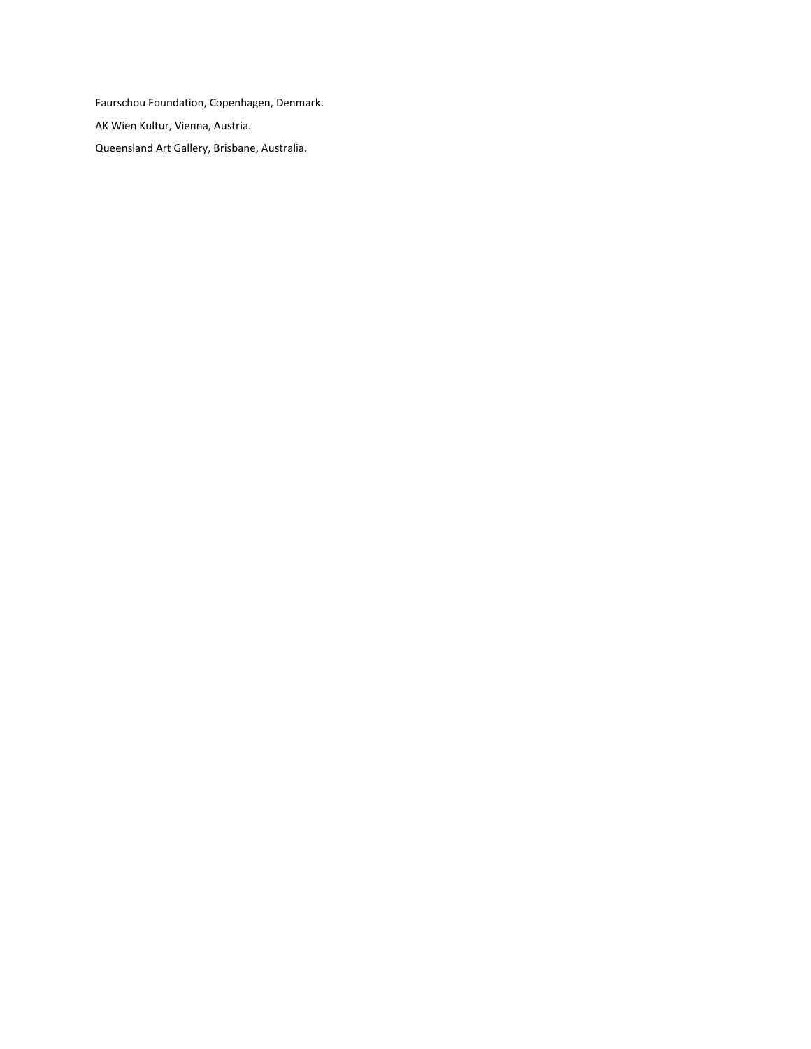Faurschou Foundation, Copenhagen, Denmark.

AK Wien Kultur, Vienna, Austria.

Queensland Art Gallery, Brisbane, Australia.